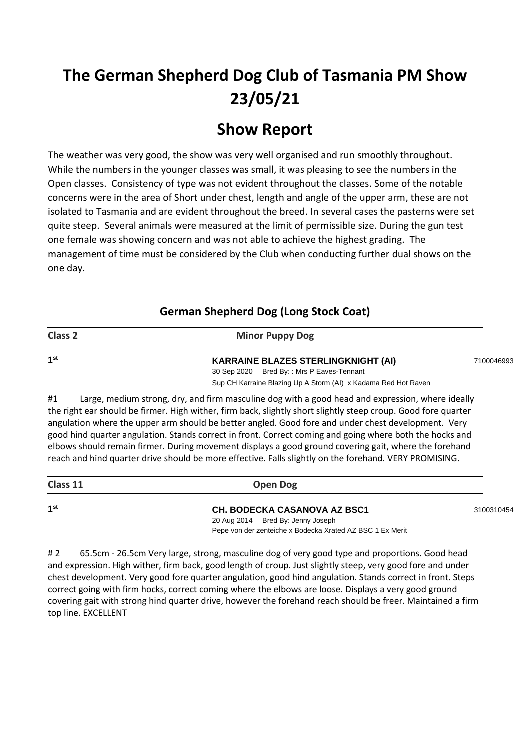# The German Shepherd Dog Club of Tasmania PM Show 23/05/21

## Show Report

The weather was very good, the show was very well organised and run smoothly throughout. While the numbers in the younger classes was small, it was pleasing to see the numbers in the Open classes. Consistency of type was not evident throughout the classes. Some of the notable concerns were in the area of Short under chest, length and angle of the upper arm, these are not isolated to Tasmania and are evident throughout the breed. In several cases the pasterns were set quite steep. Several animals were measured at the limit of permissible size. During the gun test one female was showing concern and was not able to achieve the highest grading. The management of time must be considered by the Club when conducting further dual shows on the one day.

### German Shepherd Dog (Long Stock Coat)

**Class 2** — **Minor Puppy Dog**

**1st** — **KARRAINE BLAZES STERLINGKNIGHT (AI)** — 7100046993
30 Sep 2020 Bred By: : Mrs P Eaves-Tennant
Sup CH Karraine Blazing Up A Storm (AI) x Kadama Red Hot Raven

#1 Large, medium strong, dry, and firm masculine dog with a good head and expression, where ideally the right ear should be firmer. High wither, firm back, slightly short slightly steep croup. Good fore quarter angulation where the upper arm should be better angled. Good fore and under chest development. Very good hind quarter angulation. Stands correct in front. Correct coming and going where both the hocks and elbows should remain firmer. During movement displays a good ground covering gait, where the forehand reach and hind quarter drive should be more effective. Falls slightly on the forehand. VERY PROMISING.

**Class 11** — **Open Dog**

**1st** — **CH. BODECKA CASANOVA AZ BSC1** — 3100310454
20 Aug 2014 Bred By: Jenny Joseph
Pepe von der zenteiche x Bodecka Xrated AZ BSC 1 Ex Merit

# 2 65.5cm - 26.5cm Very large, strong, masculine dog of very good type and proportions. Good head and expression. High wither, firm back, good length of croup. Just slightly steep, very good fore and under chest development. Very good fore quarter angulation, good hind angulation. Stands correct in front. Steps correct going with firm hocks, correct coming where the elbows are loose. Displays a very good ground covering gait with strong hind quarter drive, however the forehand reach should be freer. Maintained a firm top line. EXCELLENT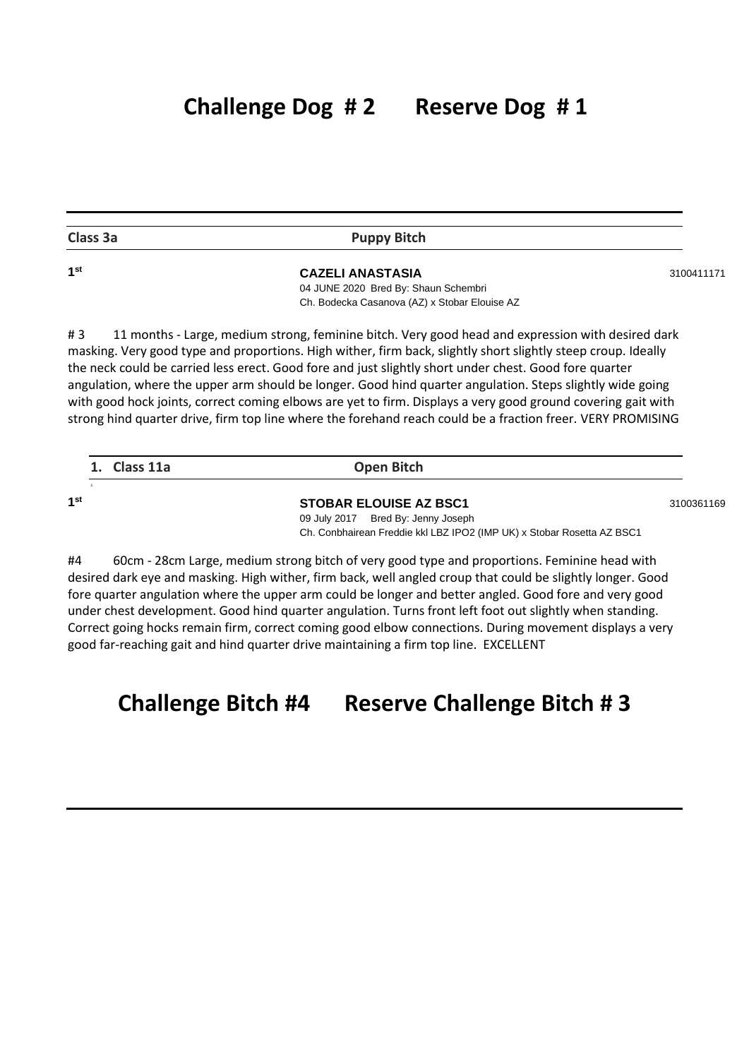## Challenge Dog # 2    Reserve Dog # 1

---

| Class 3a | Puppy Bitch | |
|---|---|---|
| 1st | **CAZELI ANASTASIA**<br>04 JUNE 2020 Bred By: Shaun Schembri<br>Ch. Bodecka Casanova (AZ) x Stobar Elouise AZ | 3100411171 |

# 3 11 months - Large, medium strong, feminine bitch. Very good head and expression with desired dark masking. Very good type and proportions. High wither, firm back, slightly short slightly steep croup. Ideally the neck could be carried less erect. Good fore and just slightly short under chest. Good fore quarter angulation, where the upper arm should be longer. Good hind quarter angulation. Steps slightly wide going with good hock joints, correct coming elbows are yet to firm. Displays a very good ground covering gait with strong hind quarter drive, firm top line where the forehand reach could be a fraction freer. VERY PROMISING

| 1. Class 11a | Open Bitch | |
|---|---|---|
| 1st | **STOBAR ELOUISE AZ BSC1**<br>09 July 2017 Bred By: Jenny Joseph<br>Ch. Conbhairean Freddie kkl LBZ IPO2 (IMP UK) x Stobar Rosetta AZ BSC1 | 3100361169 |

#4 60cm - 28cm Large, medium strong bitch of very good type and proportions. Feminine head with desired dark eye and masking. High wither, firm back, well angled croup that could be slightly longer. Good fore quarter angulation where the upper arm could be longer and better angled. Good fore and very good under chest development. Good hind quarter angulation. Turns front left foot out slightly when standing. Correct going hocks remain firm, correct coming good elbow connections. During movement displays a very good far-reaching gait and hind quarter drive maintaining a firm top line. EXCELLENT

## Challenge Bitch #4    Reserve Challenge Bitch # 3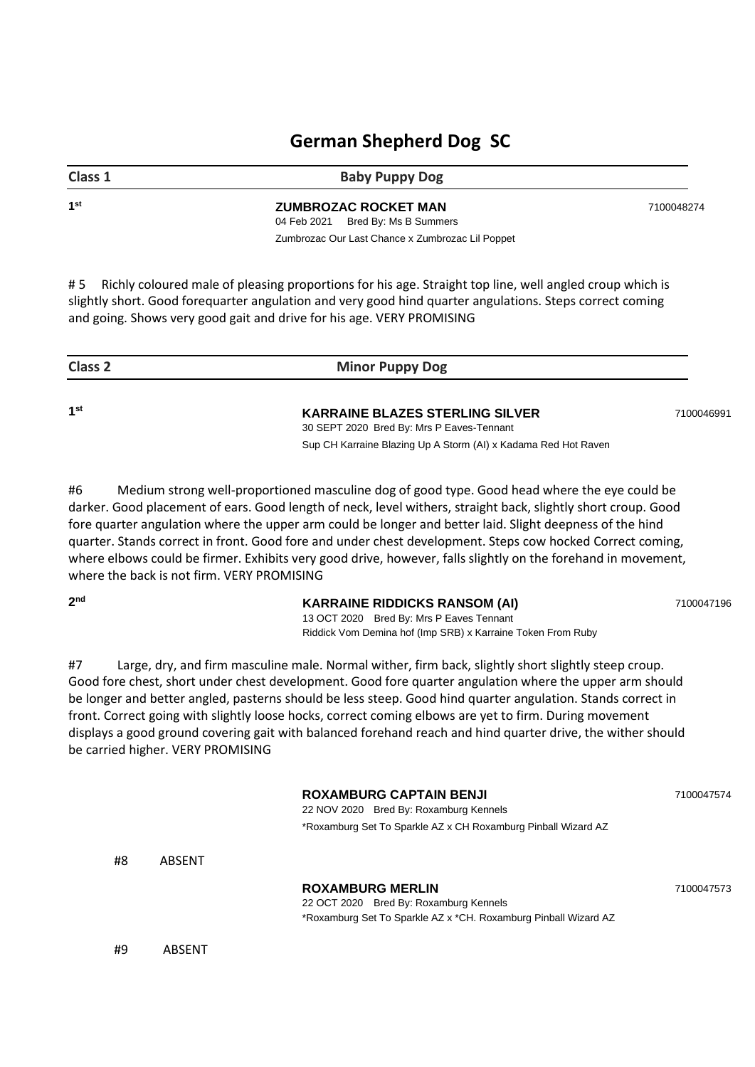# German Shepherd Dog SC

## Class 1 Baby Puppy Dog

**1st** **ZUMBROZAC ROCKET MAN** 7100048274

04 Feb 2021 Bred By: Ms B Summers

Zumbrozac Our Last Chance x Zumbrozac Lil Poppet

# 5 Richly coloured male of pleasing proportions for his age. Straight top line, well angled croup which is slightly short. Good forequarter angulation and very good hind quarter angulations. Steps correct coming and going. Shows very good gait and drive for his age. VERY PROMISING

## Class 2 Minor Puppy Dog

**1st** **KARRAINE BLAZES STERLING SILVER** 7100046991

30 SEPT 2020 Bred By: Mrs P Eaves-Tennant

Sup CH Karraine Blazing Up A Storm (AI) x Kadama Red Hot Raven

#6 Medium strong well-proportioned masculine dog of good type. Good head where the eye could be darker. Good placement of ears. Good length of neck, level withers, straight back, slightly short croup. Good fore quarter angulation where the upper arm could be longer and better laid. Slight deepness of the hind quarter. Stands correct in front. Good fore and under chest development. Steps cow hocked Correct coming, where elbows could be firmer. Exhibits very good drive, however, falls slightly on the forehand in movement, where the back is not firm. VERY PROMISING

**2nd** **KARRAINE RIDDICKS RANSOM (AI)** 7100047196

13 OCT 2020 Bred By: Mrs P Eaves Tennant

Riddick Vom Demina hof (Imp SRB) x Karraine Token From Ruby

#7 Large, dry, and firm masculine male. Normal wither, firm back, slightly short slightly steep croup. Good fore chest, short under chest development. Good fore quarter angulation where the upper arm should be longer and better angled, pasterns should be less steep. Good hind quarter angulation. Stands correct in front. Correct going with slightly loose hocks, correct coming elbows are yet to firm. During movement displays a good ground covering gait with balanced forehand reach and hind quarter drive, the wither should be carried higher. VERY PROMISING

**ROXAMBURG CAPTAIN BENJI** 7100047574

22 NOV 2020 Bred By: Roxamburg Kennels

*Roxamburg Set To Sparkle AZ x CH Roxamburg Pinball Wizard AZ

#8 ABSENT

**ROXAMBURG MERLIN** 7100047573

22 OCT 2020 Bred By: Roxamburg Kennels

*Roxamburg Set To Sparkle AZ x *CH. Roxamburg Pinball Wizard AZ

#9 ABSENT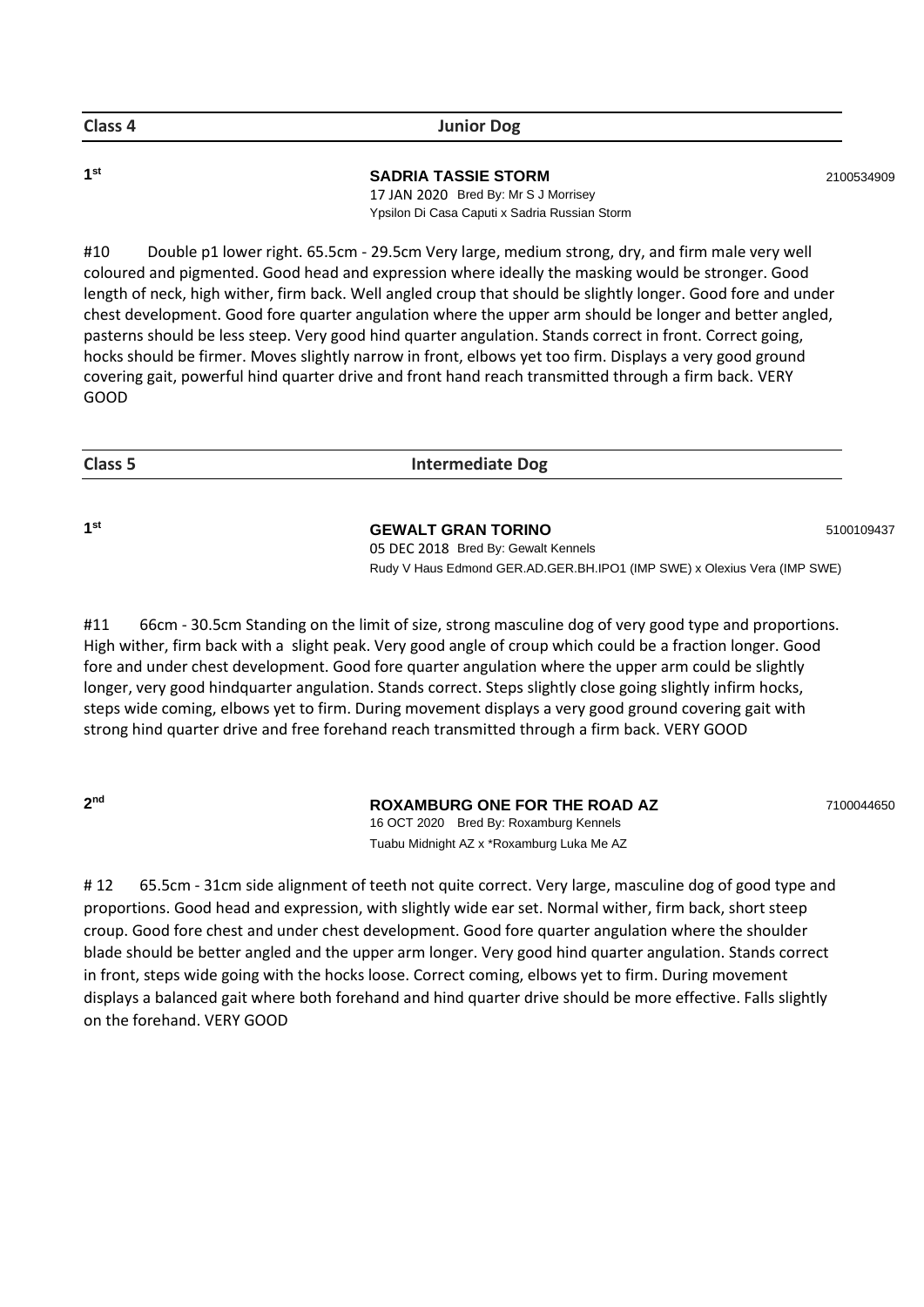## Class 4 Junior Dog

**1st** **SADRIA TASSIE STORM** 2100534909
17 JAN 2020 Bred By: Mr S J Morrisey
Ypsilon Di Casa Caputi x Sadria Russian Storm

#10 Double p1 lower right. 65.5cm - 29.5cm Very large, medium strong, dry, and firm male very well coloured and pigmented. Good head and expression where ideally the masking would be stronger. Good length of neck, high wither, firm back. Well angled croup that should be slightly longer. Good fore and under chest development. Good fore quarter angulation where the upper arm should be longer and better angled, pasterns should be less steep. Very good hind quarter angulation. Stands correct in front. Correct going, hocks should be firmer. Moves slightly narrow in front, elbows yet too firm. Displays a very good ground covering gait, powerful hind quarter drive and front hand reach transmitted through a firm back. VERY GOOD

## Class 5 Intermediate Dog

**1st** **GEWALT GRAN TORINO** 5100109437
05 DEC 2018 Bred By: Gewalt Kennels
Rudy V Haus Edmond GER.AD.GER.BH.IPO1 (IMP SWE) x Olexius Vera (IMP SWE)

#11 66cm - 30.5cm Standing on the limit of size, strong masculine dog of very good type and proportions. High wither, firm back with a slight peak. Very good angle of croup which could be a fraction longer. Good fore and under chest development. Good fore quarter angulation where the upper arm could be slightly longer, very good hindquarter angulation. Stands correct. Steps slightly close going slightly infirm hocks, steps wide coming, elbows yet to firm. During movement displays a very good ground covering gait with strong hind quarter drive and free forehand reach transmitted through a firm back. VERY GOOD

**2nd** **ROXAMBURG ONE FOR THE ROAD AZ** 7100044650
16 OCT 2020 Bred By: Roxamburg Kennels
Tuabu Midnight AZ x *Roxamburg Luka Me AZ

# 12 65.5cm - 31cm side alignment of teeth not quite correct. Very large, masculine dog of good type and proportions. Good head and expression, with slightly wide ear set. Normal wither, firm back, short steep croup. Good fore chest and under chest development. Good fore quarter angulation where the shoulder blade should be better angled and the upper arm longer. Very good hind quarter angulation. Stands correct in front, steps wide going with the hocks loose. Correct coming, elbows yet to firm. During movement displays a balanced gait where both forehand and hind quarter drive should be more effective. Falls slightly on the forehand. VERY GOOD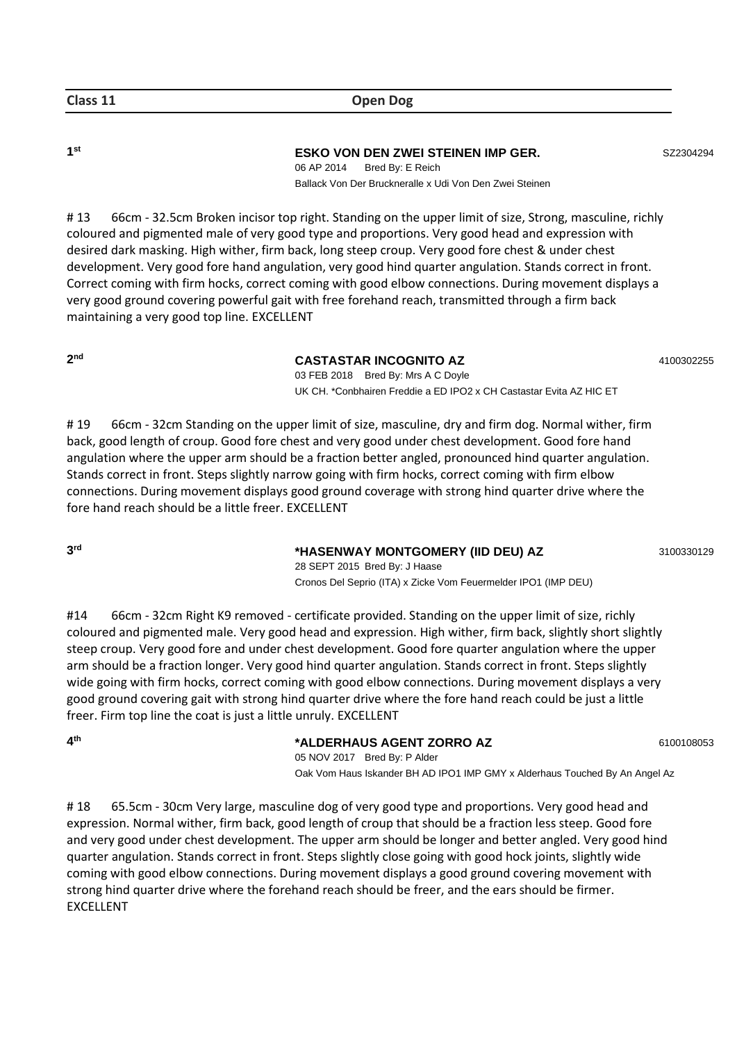**Class 11** **Open Dog**

**1st** **ESKO VON DEN ZWEI STEINEN IMP GER.** SZ2304294
06 AP 2014 Bred By: E Reich
Ballack Von Der Bruckneralle x Udi Von Den Zwei Steinen

# 13 66cm - 32.5cm Broken incisor top right. Standing on the upper limit of size, Strong, masculine, richly coloured and pigmented male of very good type and proportions. Very good head and expression with desired dark masking. High wither, firm back, long steep croup. Very good fore chest & under chest development. Very good fore hand angulation, very good hind quarter angulation. Stands correct in front. Correct coming with firm hocks, correct coming with good elbow connections. During movement displays a very good ground covering powerful gait with free forehand reach, transmitted through a firm back maintaining a very good top line. EXCELLENT

**2nd** **CASTASTAR INCOGNITO AZ** 4100302255
03 FEB 2018 Bred By: Mrs A C Doyle
UK CH. *Conbhairen Freddie a ED IPO2 x CH Castastar Evita AZ HIC ET

# 19 66cm - 32cm Standing on the upper limit of size, masculine, dry and firm dog. Normal wither, firm back, good length of croup. Good fore chest and very good under chest development. Good fore hand angulation where the upper arm should be a fraction better angled, pronounced hind quarter angulation. Stands correct in front. Steps slightly narrow going with firm hocks, correct coming with firm elbow connections. During movement displays good ground coverage with strong hind quarter drive where the fore hand reach should be a little freer. EXCELLENT

**3rd** **\*HASENWAY MONTGOMERY (IID DEU) AZ** 3100330129
28 SEPT 2015 Bred By: J Haase
Cronos Del Seprio (ITA) x Zicke Vom Feuermelder IPO1 (IMP DEU)

#14 66cm - 32cm Right K9 removed - certificate provided. Standing on the upper limit of size, richly coloured and pigmented male. Very good head and expression. High wither, firm back, slightly short slightly steep croup. Very good fore and under chest development. Good fore quarter angulation where the upper arm should be a fraction longer. Very good hind quarter angulation. Stands correct in front. Steps slightly wide going with firm hocks, correct coming with good elbow connections. During movement displays a very good ground covering gait with strong hind quarter drive where the fore hand reach could be just a little freer. Firm top line the coat is just a little unruly. EXCELLENT

**4th** **\*ALDERHAUS AGENT ZORRO AZ** 6100108053
05 NOV 2017 Bred By: P Alder
Oak Vom Haus Iskander BH AD IPO1 IMP GMY x Alderhaus Touched By An Angel Az

# 18 65.5cm - 30cm Very large, masculine dog of very good type and proportions. Very good head and expression. Normal wither, firm back, good length of croup that should be a fraction less steep. Good fore and very good under chest development. The upper arm should be longer and better angled. Very good hind quarter angulation. Stands correct in front. Steps slightly close going with good hock joints, slightly wide coming with good elbow connections. During movement displays a good ground covering movement with strong hind quarter drive where the forehand reach should be freer, and the ears should be firmer. EXCELLENT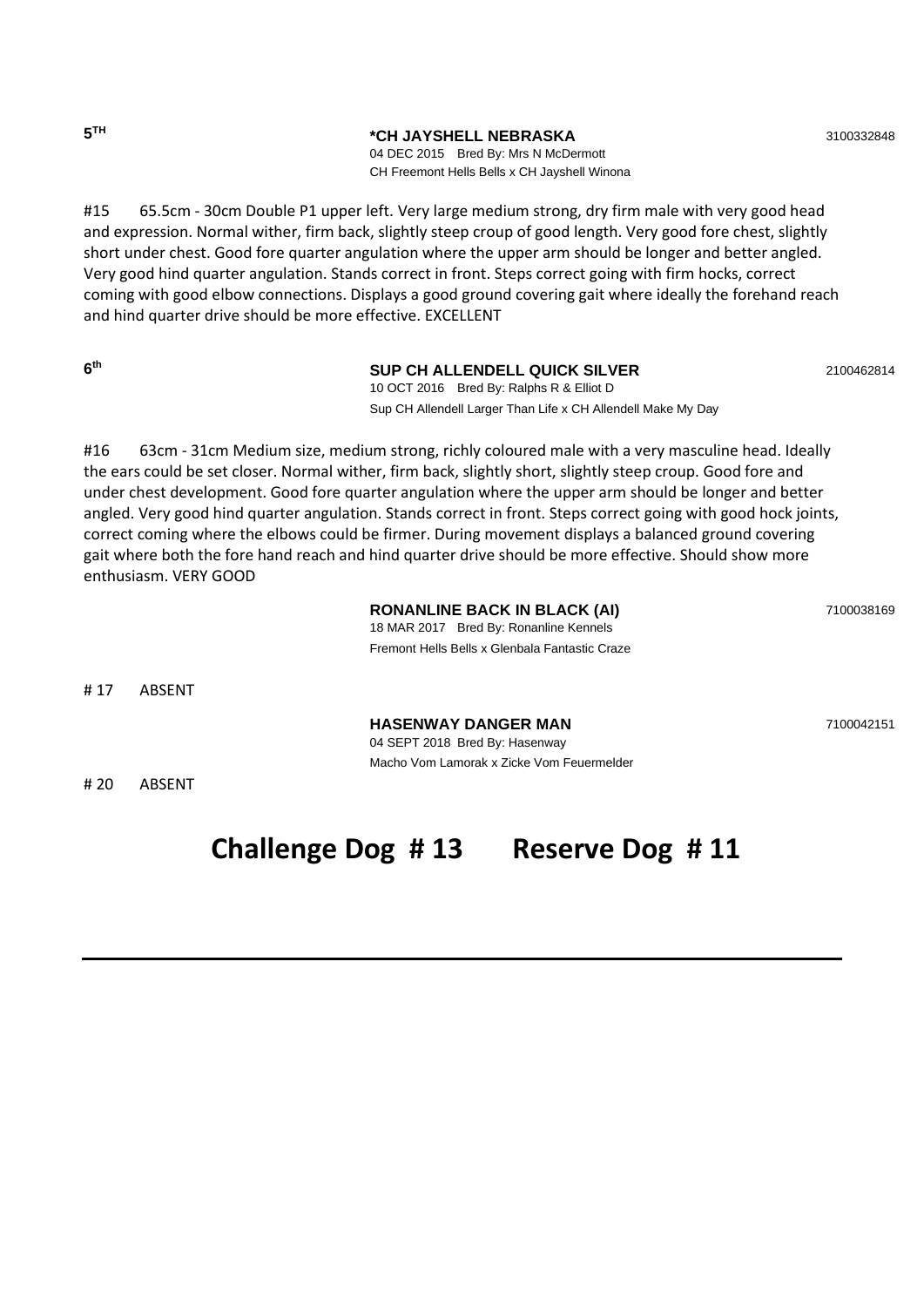5[TH]

**\*CH JAYSHELL NEBRASKA** 3100332848
04 DEC 2015 Bred By: Mrs N McDermott
CH Freemont Hells Bells x CH Jayshell Winona

#15 65.5cm - 30cm Double P1 upper left. Very large medium strong, dry firm male with very good head and expression. Normal wither, firm back, slightly steep croup of good length. Very good fore chest, slightly short under chest. Good fore quarter angulation where the upper arm should be longer and better angled. Very good hind quarter angulation. Stands correct in front. Steps correct going with firm hocks, correct coming with good elbow connections. Displays a good ground covering gait where ideally the forehand reach and hind quarter drive should be more effective. EXCELLENT

6[th]

**SUP CH ALLENDELL QUICK SILVER** 2100462814
10 OCT 2016 Bred By: Ralphs R & Elliot D
Sup CH Allendell Larger Than Life x CH Allendell Make My Day

#16 63cm - 31cm Medium size, medium strong, richly coloured male with a very masculine head. Ideally the ears could be set closer. Normal wither, firm back, slightly short, slightly steep croup. Good fore and under chest development. Good fore quarter angulation where the upper arm should be longer and better angled. Very good hind quarter angulation. Stands correct in front. Steps correct going with good hock joints, correct coming where the elbows could be firmer. During movement displays a balanced ground covering gait where both the fore hand reach and hind quarter drive should be more effective. Should show more enthusiasm. VERY GOOD

**RONANLINE BACK IN BLACK (AI)** 7100038169
18 MAR 2017 Bred By: Ronanline Kennels
Fremont Hells Bells x Glenbala Fantastic Craze

# 17 ABSENT

**HASENWAY DANGER MAN** 7100042151
04 SEPT 2018 Bred By: Hasenway
Macho Vom Lamorak x Zicke Vom Feuermelder

# 20 ABSENT

## Challenge Dog # 13 Reserve Dog # 11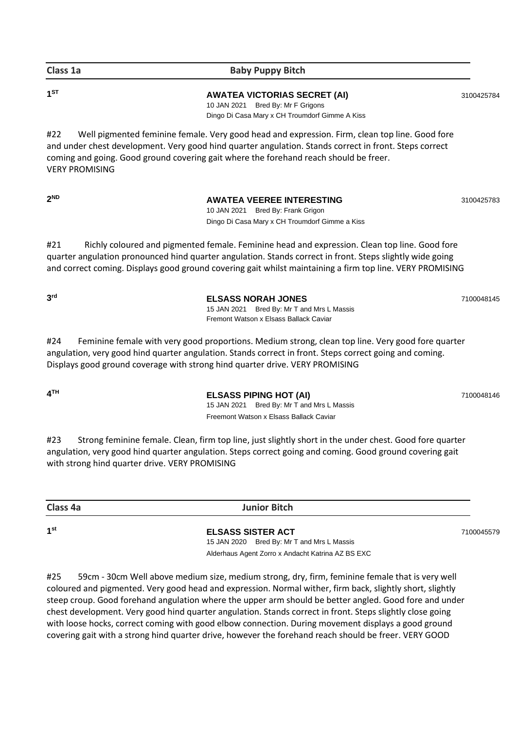## Class 1a — Baby Puppy Bitch

**1ST** — **AWATEA VICTORIAS SECRET (AI)** — 3100425784
10 JAN 2021 Bred By: Mr F Grigons
Dingo Di Casa Mary x CH Troumdorf Gimme A Kiss

#22 Well pigmented feminine female. Very good head and expression. Firm, clean top line. Good fore and under chest development. Very good hind quarter angulation. Stands correct in front. Steps correct coming and going. Good ground covering gait where the forehand reach should be freer.
VERY PROMISING

**2ND** — **AWATEA VEEREE INTERESTING** — 3100425783
10 JAN 2021 Bred By: Frank Grigon
Dingo Di Casa Mary x CH Troumdorf Gimme a Kiss

#21 Richly coloured and pigmented female. Feminine head and expression. Clean top line. Good fore quarter angulation pronounced hind quarter angulation. Stands correct in front. Steps slightly wide going and correct coming. Displays good ground covering gait whilst maintaining a firm top line. VERY PROMISING

**3rd** — **ELSASS NORAH JONES** — 7100048145
15 JAN 2021 Bred By: Mr T and Mrs L Massis
Fremont Watson x Elsass Ballack Caviar

#24 Feminine female with very good proportions. Medium strong, clean top line. Very good fore quarter angulation, very good hind quarter angulation. Stands correct in front. Steps correct going and coming. Displays good ground coverage with strong hind quarter drive. VERY PROMISING

**4TH** — **ELSASS PIPING HOT (AI)** — 7100048146
15 JAN 2021 Bred By: Mr T and Mrs L Massis
Freemont Watson x Elsass Ballack Caviar

#23 Strong feminine female. Clean, firm top line, just slightly short in the under chest. Good fore quarter angulation, very good hind quarter angulation. Steps correct going and coming. Good ground covering gait with strong hind quarter drive. VERY PROMISING

## Class 4a — Junior Bitch

**1st** — **ELSASS SISTER ACT** — 7100045579
15 JAN 2020 Bred By: Mr T and Mrs L Massis
Alderhaus Agent Zorro x Andacht Katrina AZ BS EXC

#25 59cm - 30cm Well above medium size, medium strong, dry, firm, feminine female that is very well coloured and pigmented. Very good head and expression. Normal wither, firm back, slightly short, slightly steep croup. Good forehand angulation where the upper arm should be better angled. Good fore and under chest development. Very good hind quarter angulation. Stands correct in front. Steps slightly close going with loose hocks, correct coming with good elbow connection. During movement displays a good ground covering gait with a strong hind quarter drive, however the forehand reach should be freer. VERY GOOD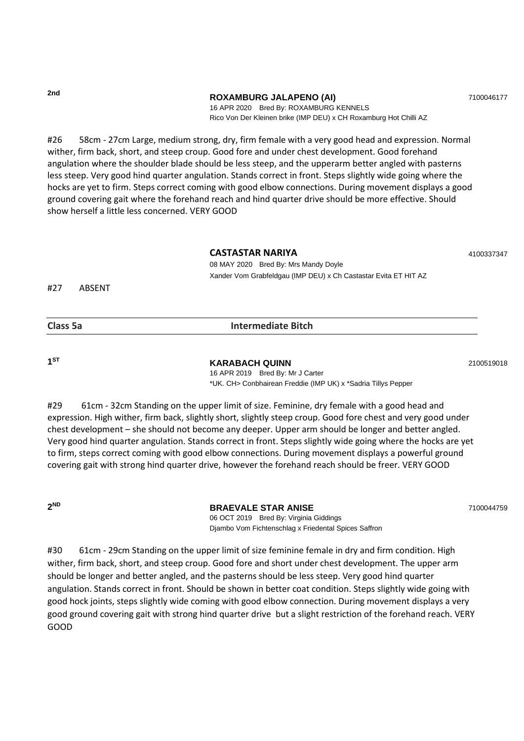**2nd**

**ROXAMBURG JALAPENO (AI)** 7100046177

16 APR 2020 Bred By: ROXAMBURG KENNELS

Rico Von Der Kleinen brike (IMP DEU) x CH Roxamburg Hot Chilli AZ

#26 58cm - 27cm Large, medium strong, dry, firm female with a very good head and expression. Normal wither, firm back, short, and steep croup. Good fore and under chest development. Good forehand angulation where the shoulder blade should be less steep, and the upperarm better angled with pasterns less steep. Very good hind quarter angulation. Stands correct in front. Steps slightly wide going where the hocks are yet to firm. Steps correct coming with good elbow connections. During movement displays a good ground covering gait where the forehand reach and hind quarter drive should be more effective. Should show herself a little less concerned. VERY GOOD

**CASTASTAR NARIYA** 4100337347

08 MAY 2020 Bred By: Mrs Mandy Doyle

Xander Vom Grabfeldgau (IMP DEU) x Ch Castastar Evita ET HIT AZ

#27 ABSENT

---

**Class 5a** **Intermediate Bitch**

---

**1ST**

**KARABACH QUINN** 2100519018

16 APR 2019 Bred By: Mr J Carter

*UK. CH> Conbhairean Freddie (IMP UK) x *Sadria Tillys Pepper

#29 61cm - 32cm Standing on the upper limit of size. Feminine, dry female with a good head and expression. High wither, firm back, slightly short, slightly steep croup. Good fore chest and very good under chest development – she should not become any deeper. Upper arm should be longer and better angled. Very good hind quarter angulation. Stands correct in front. Steps slightly wide going where the hocks are yet to firm, steps correct coming with good elbow connections. During movement displays a powerful ground covering gait with strong hind quarter drive, however the forehand reach should be freer. VERY GOOD

**2ND**

**BRAEVALE STAR ANISE** 7100044759

06 OCT 2019 Bred By: Virginia Giddings

Djambo Vom Fichtenschlag x Friedental Spices Saffron

#30 61cm - 29cm Standing on the upper limit of size feminine female in dry and firm condition. High wither, firm back, short, and steep croup. Good fore and short under chest development. The upper arm should be longer and better angled, and the pasterns should be less steep. Very good hind quarter angulation. Stands correct in front. Should be shown in better coat condition. Steps slightly wide going with good hock joints, steps slightly wide coming with good elbow connection. During movement displays a very good ground covering gait with strong hind quarter drive but a slight restriction of the forehand reach. VERY GOOD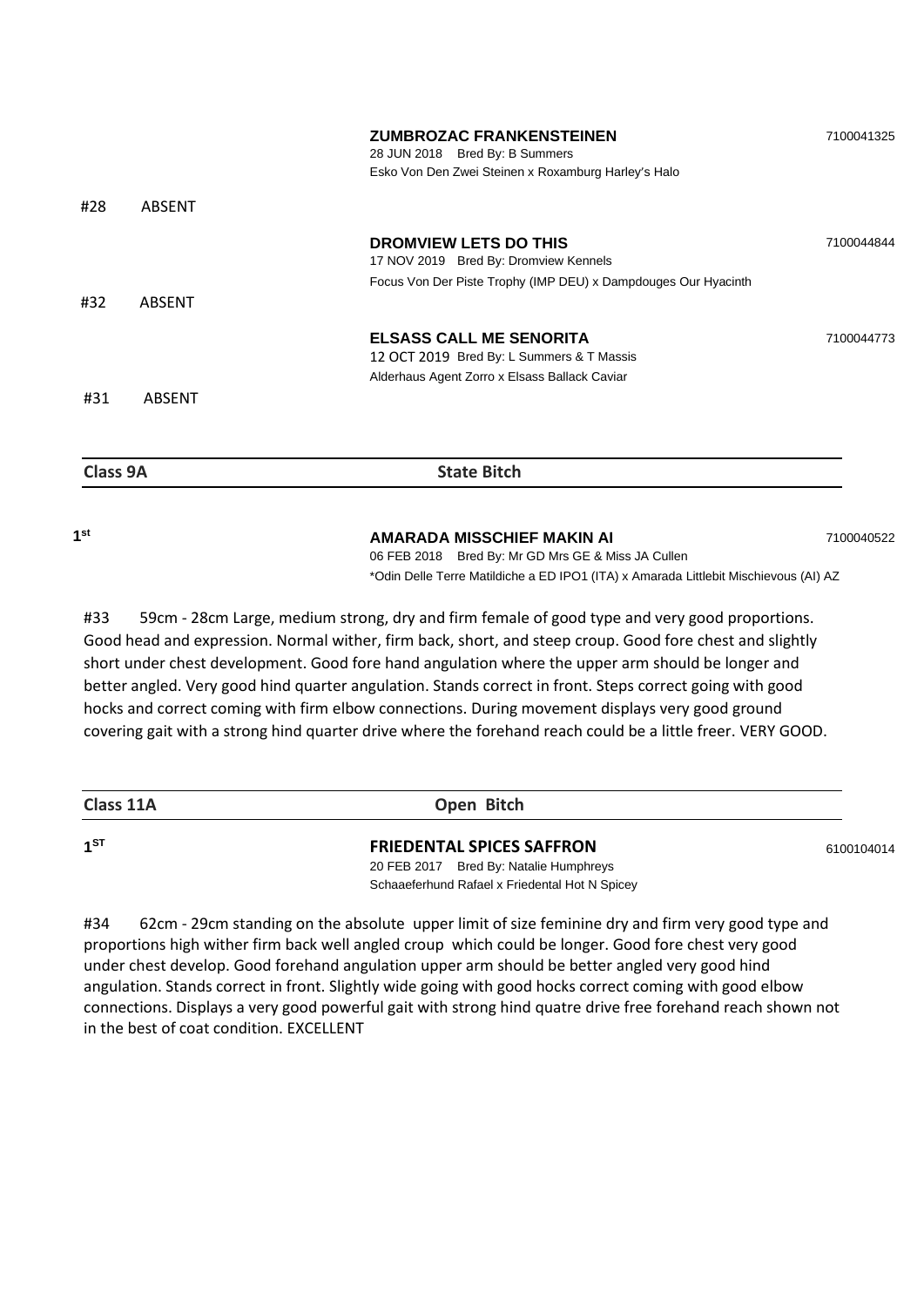**ZUMBROZAC FRANKENSTEINEN** 7100041325
28 JUN 2018 Bred By: B Summers
Esko Von Den Zwei Steinen x Roxamburg Harley's Halo

#28 ABSENT

**DROMVIEW LETS DO THIS** 7100044844
17 NOV 2019 Bred By: Dromview Kennels
Focus Von Der Piste Trophy (IMP DEU) x Dampdouges Our Hyacinth

#32 ABSENT

**ELSASS CALL ME SENORITA** 7100044773
12 OCT 2019 Bred By: L Summers & T Massis
Alderhaus Agent Zorro x Elsass Ballack Caviar

#31 ABSENT

## Class 9A State Bitch

**1st**

**AMARADA MISSCHIEF MAKIN AI** 7100040522
06 FEB 2018 Bred By: Mr GD Mrs GE & Miss JA Cullen
*Odin Delle Terre Matildiche a ED IPO1 (ITA) x Amarada Littlebit Mischievous (AI) AZ

#33 59cm - 28cm Large, medium strong, dry and firm female of good type and very good proportions. Good head and expression. Normal wither, firm back, short, and steep croup. Good fore chest and slightly short under chest development. Good fore hand angulation where the upper arm should be longer and better angled. Very good hind quarter angulation. Stands correct in front. Steps correct going with good hocks and correct coming with firm elbow connections. During movement displays very good ground covering gait with a strong hind quarter drive where the forehand reach could be a little freer. VERY GOOD.

## Class 11A Open Bitch

**1ST**

**FRIEDENTAL SPICES SAFFRON** 6100104014
20 FEB 2017 Bred By: Natalie Humphreys
Schaaeferhund Rafael x Friedental Hot N Spicey

#34 62cm - 29cm standing on the absolute upper limit of size feminine dry and firm very good type and proportions high wither firm back well angled croup which could be longer. Good fore chest very good under chest develop. Good forehand angulation upper arm should be better angled very good hind angulation. Stands correct in front. Slightly wide going with good hocks correct coming with good elbow connections. Displays a very good powerful gait with strong hind quatre drive free forehand reach shown not in the best of coat condition. EXCELLENT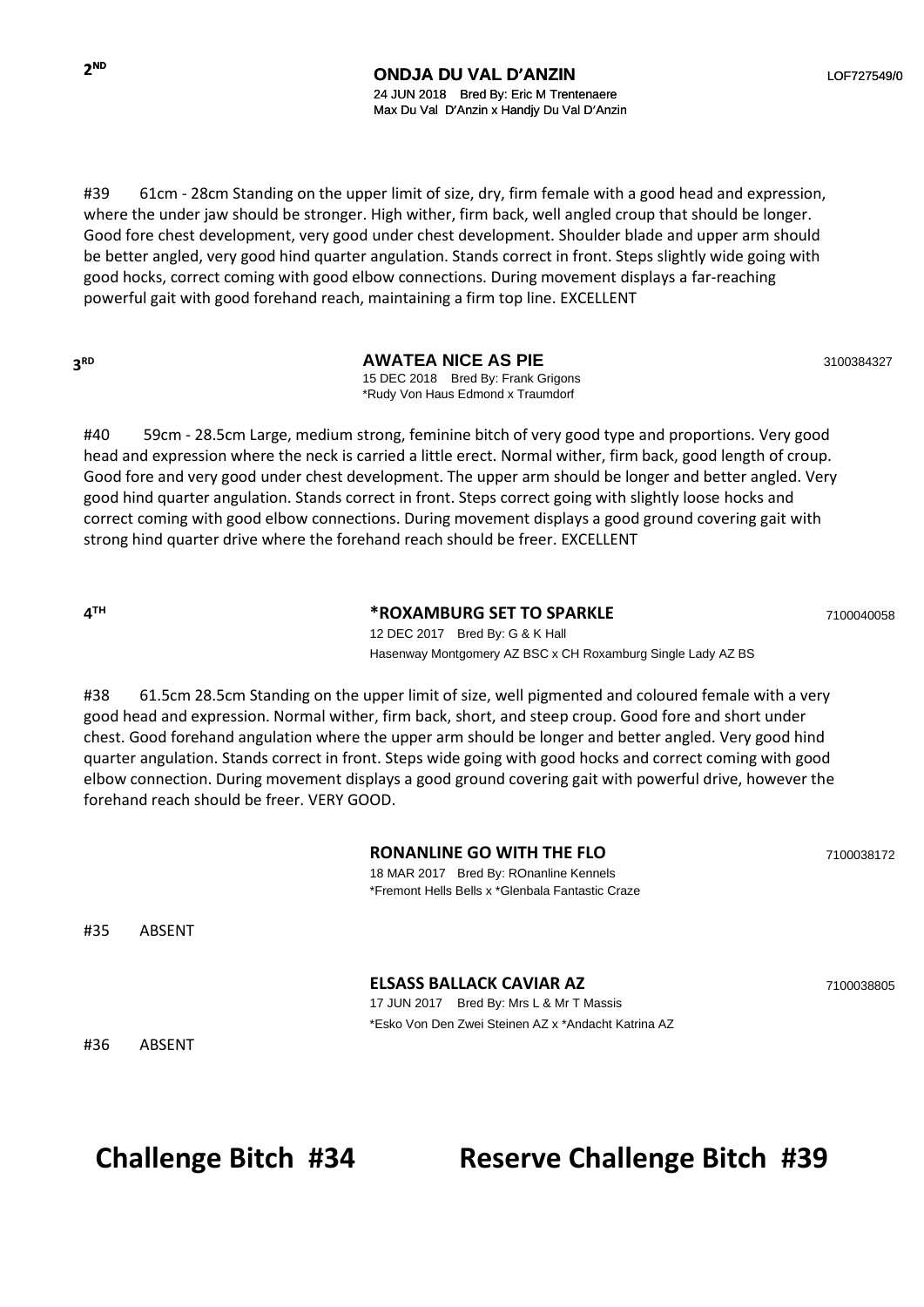2ND

**ONDJA DU VAL D'ANZIN** LOF727549/0

24 JUN 2018 Bred By: Eric M Trentenaere
Max Du Val D'Anzin x Handjy Du Val D'Anzin

#39 61cm - 28cm Standing on the upper limit of size, dry, firm female with a good head and expression, where the under jaw should be stronger. High wither, firm back, well angled croup that should be longer. Good fore chest development, very good under chest development. Shoulder blade and upper arm should be better angled, very good hind quarter angulation. Stands correct in front. Steps slightly wide going with good hocks, correct coming with good elbow connections. During movement displays a far-reaching powerful gait with good forehand reach, maintaining a firm top line. EXCELLENT

3RD

**AWATEA NICE AS PIE** 3100384327

15 DEC 2018 Bred By: Frank Grigons
*Rudy Von Haus Edmond x Traumdorf

#40 59cm - 28.5cm Large, medium strong, feminine bitch of very good type and proportions. Very good head and expression where the neck is carried a little erect. Normal wither, firm back, good length of croup. Good fore and very good under chest development. The upper arm should be longer and better angled. Very good hind quarter angulation. Stands correct in front. Steps correct going with slightly loose hocks and correct coming with good elbow connections. During movement displays a good ground covering gait with strong hind quarter drive where the forehand reach should be freer. EXCELLENT

4TH

**\*ROXAMBURG SET TO SPARKLE** 7100040058

12 DEC 2017 Bred By: G & K Hall
Hasenway Montgomery AZ BSC x CH Roxamburg Single Lady AZ BS

#38 61.5cm 28.5cm Standing on the upper limit of size, well pigmented and coloured female with a very good head and expression. Normal wither, firm back, short, and steep croup. Good fore and short under chest. Good forehand angulation where the upper arm should be longer and better angled. Very good hind quarter angulation. Stands correct in front. Steps wide going with good hocks and correct coming with good elbow connection. During movement displays a good ground covering gait with powerful drive, however the forehand reach should be freer. VERY GOOD.

**RONANLINE GO WITH THE FLO** 7100038172

18 MAR 2017 Bred By: ROnanline Kennels
*Fremont Hells Bells x *Glenbala Fantastic Craze

#35 ABSENT

**ELSASS BALLACK CAVIAR AZ** 7100038805

17 JUN 2017 Bred By: Mrs L & Mr T Massis
*Esko Von Den Zwei Steinen AZ x *Andacht Katrina AZ

#36 ABSENT

## Challenge Bitch #34 Reserve Challenge Bitch #39